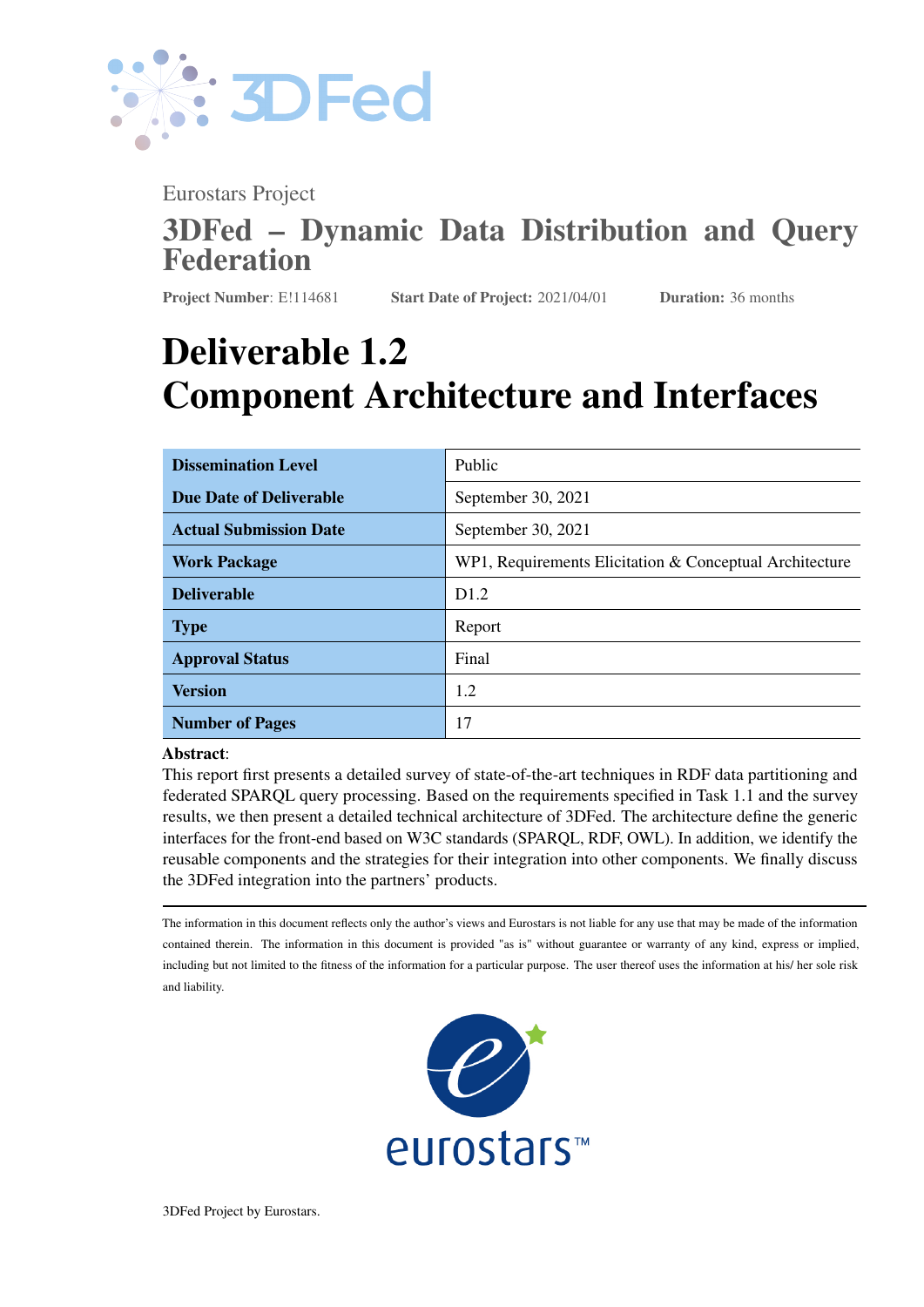Eurostars Project

## 3DFed – Dynamic Data Distribution and Query Federation

**Project Number**: E!114681 **Start Date of Project:** 2021/04/01 **Duration:** 36 months

# Deliverable 1.2
# Component Architecture and Interfaces

| | |
|---|---|
| **Dissemination Level** | Public |
| **Due Date of Deliverable** | September 30, 2021 |
| **Actual Submission Date** | September 30, 2021 |
| **Work Package** | WP1, Requirements Elicitation & Conceptual Architecture |
| **Deliverable** | D1.2 |
| **Type** | Report |
| **Approval Status** | Final |
| **Version** | 1.2 |
| **Number of Pages** | 17 |

**Abstract**:
This report first presents a detailed survey of state-of-the-art techniques in RDF data partitioning and federated SPARQL query processing. Based on the requirements specified in Task 1.1 and the survey results, we then present a detailed technical architecture of 3DFed. The architecture define the generic interfaces for the front-end based on W3C standards (SPARQL, RDF, OWL). In addition, we identify the reusable components and the strategies for their integration into other components. We finally discuss the 3DFed integration into the partners' products.

The information in this document reflects only the author's views and Eurostars is not liable for any use that may be made of the information contained therein. The information in this document is provided "as is" without guarantee or warranty of any kind, express or implied, including but not limited to the fitness of the information for a particular purpose. The user thereof uses the information at his/ her sole risk and liability.

3DFed Project by Eurostars.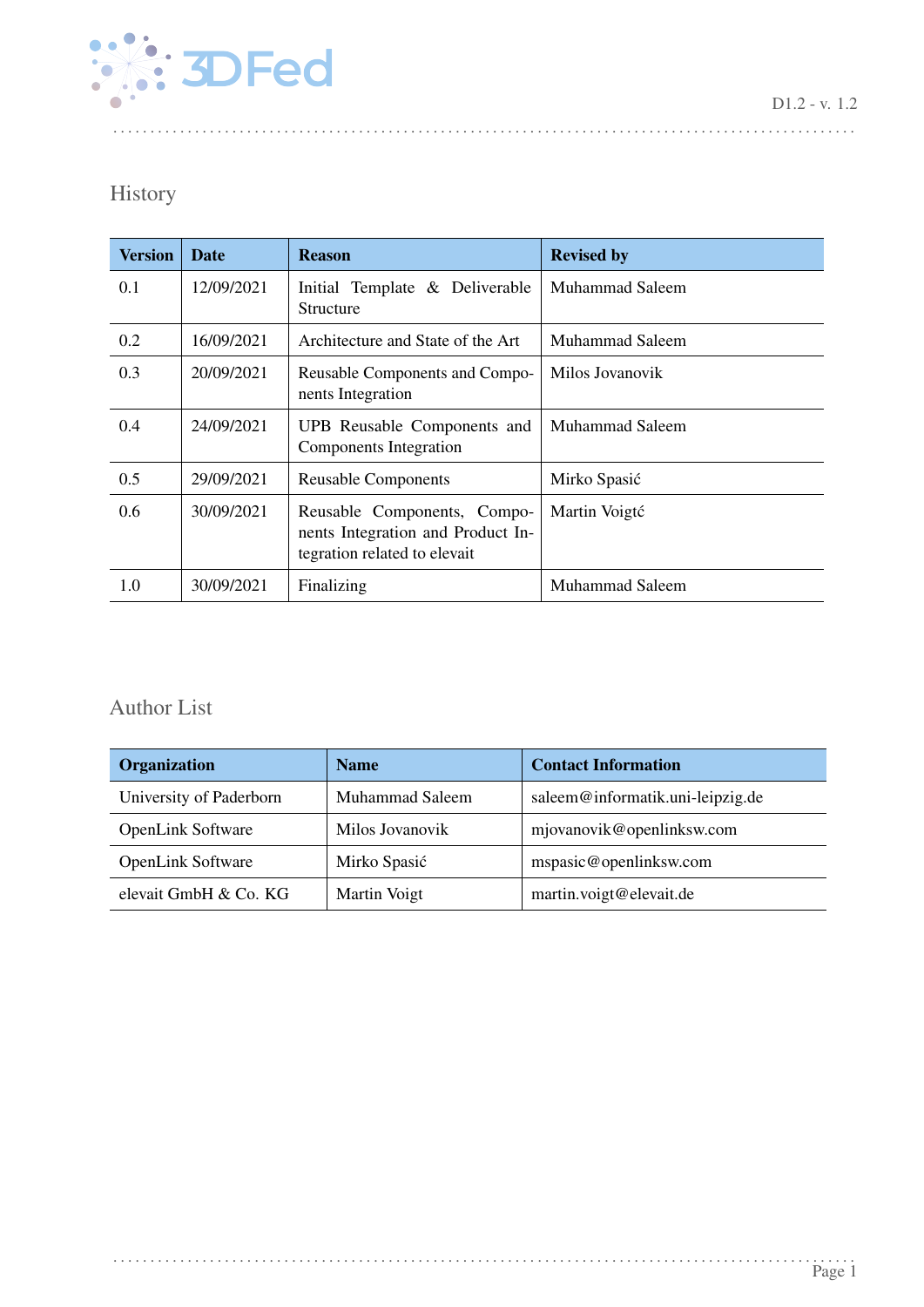## History

| Version | Date | Reason | Revised by |
|---|---|---|---|
| 0.1 | 12/09/2021 | Initial Template & Deliverable Structure | Muhammad Saleem |
| 0.2 | 16/09/2021 | Architecture and State of the Art | Muhammad Saleem |
| 0.3 | 20/09/2021 | Reusable Components and Components Integration | Milos Jovanovik |
| 0.4 | 24/09/2021 | UPB Reusable Components and Components Integration | Muhammad Saleem |
| 0.5 | 29/09/2021 | Reusable Components | Mirko Spasić |
| 0.6 | 30/09/2021 | Reusable Components, Components Integration and Product Integration related to elevait | Martin Voigtć |
| 1.0 | 30/09/2021 | Finalizing | Muhammad Saleem |

## Author List

| Organization | Name | Contact Information |
|---|---|---|
| University of Paderborn | Muhammad Saleem | saleem@informatik.uni-leipzig.de |
| OpenLink Software | Milos Jovanovik | mjovanovik@openlinksw.com |
| OpenLink Software | Mirko Spasić | mspasic@openlinksw.com |
| elevait GmbH & Co. KG | Martin Voigt | martin.voigt@elevait.de |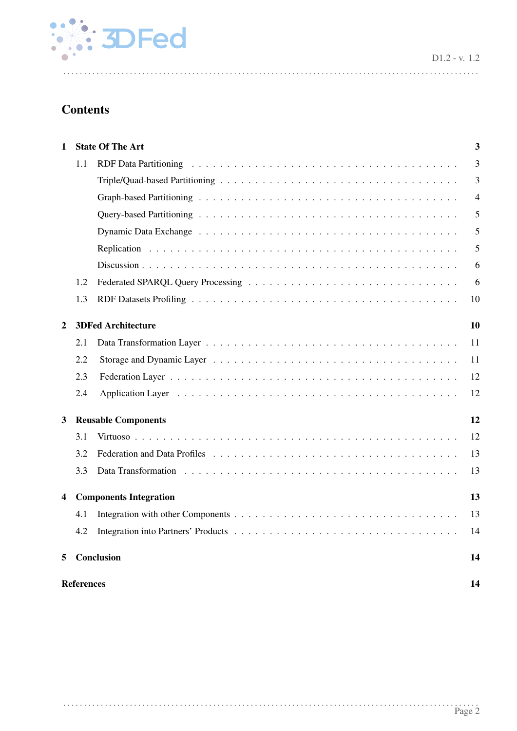# Contents

| | | |
|---|---|---|
| **1** | **State Of The Art** | **3** |
| 1.1 | RDF Data Partitioning | 3 |
| | Triple/Quad-based Partitioning | 3 |
| | Graph-based Partitioning | 4 |
| | Query-based Partitioning | 5 |
| | Dynamic Data Exchange | 5 |
| | Replication | 5 |
| | Discussion | 6 |
| 1.2 | Federated SPARQL Query Processing | 6 |
| 1.3 | RDF Datasets Profiling | 10 |
| **2** | **3DFed Architecture** | **10** |
| 2.1 | Data Transformation Layer | 11 |
| 2.2 | Storage and Dynamic Layer | 11 |
| 2.3 | Federation Layer | 12 |
| 2.4 | Application Layer | 12 |
| **3** | **Reusable Components** | **12** |
| 3.1 | Virtuoso | 12 |
| 3.2 | Federation and Data Profiles | 13 |
| 3.3 | Data Transformation | 13 |
| **4** | **Components Integration** | **13** |
| 4.1 | Integration with other Components | 13 |
| 4.2 | Integration into Partners' Products | 14 |
| **5** | **Conclusion** | **14** |
| | **References** | **14** |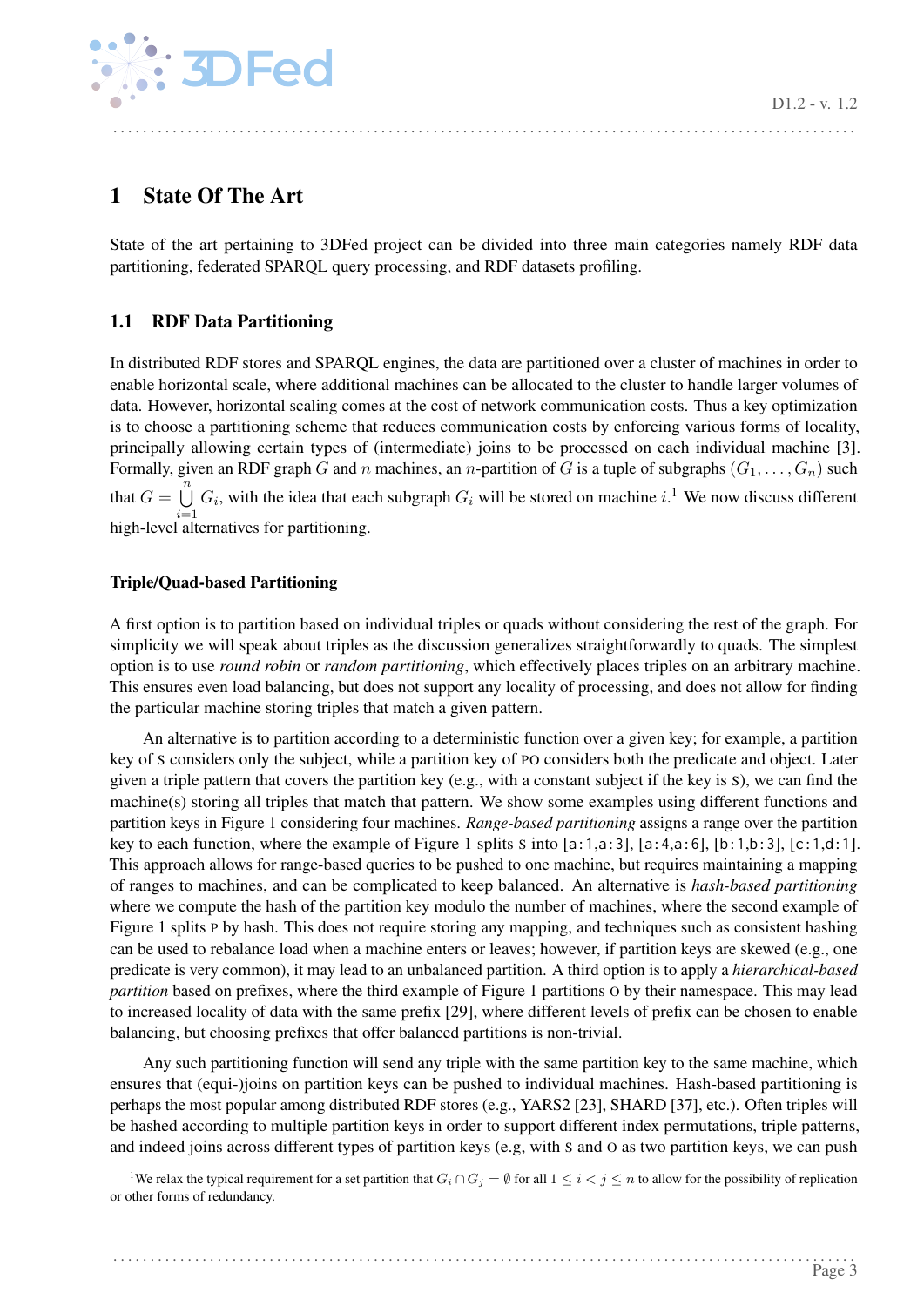# 1 State Of The Art

State of the art pertaining to 3DFed project can be divided into three main categories namely RDF data partitioning, federated SPARQL query processing, and RDF datasets profiling.

## 1.1 RDF Data Partitioning

In distributed RDF stores and SPARQL engines, the data are partitioned over a cluster of machines in order to enable horizontal scale, where additional machines can be allocated to the cluster to handle larger volumes of data. However, horizontal scaling comes at the cost of network communication costs. Thus a key optimization is to choose a partitioning scheme that reduces communication costs by enforcing various forms of locality, principally allowing certain types of (intermediate) joins to be processed on each individual machine [3]. Formally, given an RDF graph $G$ and $n$ machines, an $n$-partition of $G$ is a tuple of subgraphs $(G_1, \ldots, G_n)$ such that $G = \bigcup_{i=1}^{n} G_i$, with the idea that each subgraph $G_i$ will be stored on machine $i$.[1] We now discuss different high-level alternatives for partitioning.

### Triple/Quad-based Partitioning

A first option is to partition based on individual triples or quads without considering the rest of the graph. For simplicity we will speak about triples as the discussion generalizes straightforwardly to quads. The simplest option is to use *round robin* or *random partitioning*, which effectively places triples on an arbitrary machine. This ensures even load balancing, but does not support any locality of processing, and does not allow for finding the particular machine storing triples that match a given pattern.

An alternative is to partition according to a deterministic function over a given key; for example, a partition key of S considers only the subject, while a partition key of PO considers both the predicate and object. Later given a triple pattern that covers the partition key (e.g., with a constant subject if the key is S), we can find the machine(s) storing all triples that match that pattern. We show some examples using different functions and partition keys in Figure 1 considering four machines. *Range-based partitioning* assigns a range over the partition key to each function, where the example of Figure 1 splits S into [a:1,a:3], [a:4,a:6], [b:1,b:3], [c:1,d:1]. This approach allows for range-based queries to be pushed to one machine, but requires maintaining a mapping of ranges to machines, and can be complicated to keep balanced. An alternative is *hash-based partitioning* where we compute the hash of the partition key modulo the number of machines, where the second example of Figure 1 splits P by hash. This does not require storing any mapping, and techniques such as consistent hashing can be used to rebalance load when a machine enters or leaves; however, if partition keys are skewed (e.g., one predicate is very common), it may lead to an unbalanced partition. A third option is to apply a *hierarchical-based partition* based on prefixes, where the third example of Figure 1 partitions O by their namespace. This may lead to increased locality of data with the same prefix [29], where different levels of prefix can be chosen to enable balancing, but choosing prefixes that offer balanced partitions is non-trivial.

Any such partitioning function will send any triple with the same partition key to the same machine, which ensures that (equi-)joins on partition keys can be pushed to individual machines. Hash-based partitioning is perhaps the most popular among distributed RDF stores (e.g., YARS2 [23], SHARD [37], etc.). Often triples will be hashed according to multiple partition keys in order to support different index permutations, triple patterns, and indeed joins across different types of partition keys (e.g, with S and O as two partition keys, we can push

[1] We relax the typical requirement for a set partition that $G_i \cap G_j = \emptyset$ for all $1 \leq i < j \leq n$ to allow for the possibility of replication or other forms of redundancy.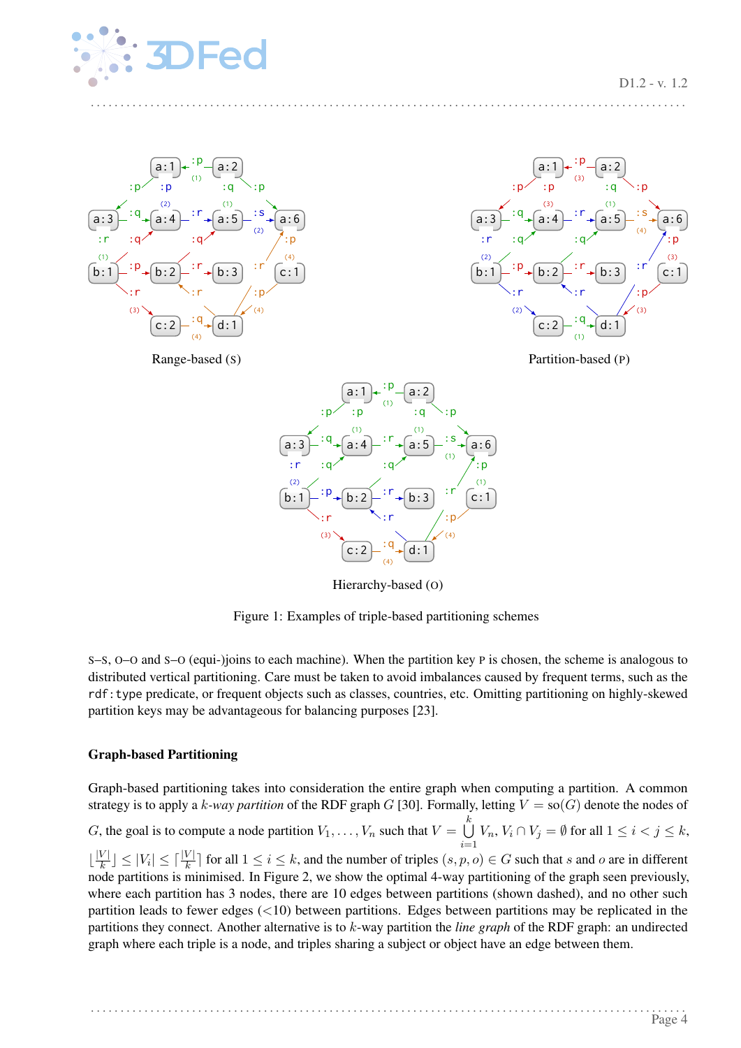Range-based (S)

Partition-based (P)

Hierarchy-based (O)

Figure 1: Examples of triple-based partitioning schemes

S–S, O–O and S–O (equi-)joins to each machine). When the partition key P is chosen, the scheme is analogous to distributed vertical partitioning. Care must be taken to avoid imbalances caused by frequent terms, such as the `rdf:type` predicate, or frequent objects such as classes, countries, etc. Omitting partitioning on highly-skewed partition keys may be advantageous for balancing purposes [23].

### Graph-based Partitioning

Graph-based partitioning takes into consideration the entire graph when computing a partition. A common strategy is to apply a $k$-*way partition* of the RDF graph $G$ [30]. Formally, letting $V = \mathrm{so}(G)$ denote the nodes of $G$, the goal is to compute a node partition $V_1, \ldots, V_n$ such that $V = \bigcup_{i=1}^{k} V_n$, $V_i \cap V_j = \emptyset$ for all $1 \leq i < j \leq k$, $\lfloor \frac{|V|}{k} \rfloor \leq |V_i| \leq \lceil \frac{|V|}{k} \rceil$ for all $1 \leq i \leq k$, and the number of triples $(s, p, o) \in G$ such that $s$ and $o$ are in different node partitions is minimised. In Figure 2, we show the optimal 4-way partitioning of the graph seen previously, where each partition has 3 nodes, there are 10 edges between partitions (shown dashed), and no other such partition leads to fewer edges (<10) between partitions. Edges between partitions may be replicated in the partitions they connect. Another alternative is to $k$-way partition the *line graph* of the RDF graph: an undirected graph where each triple is a node, and triples sharing a subject or object have an edge between them.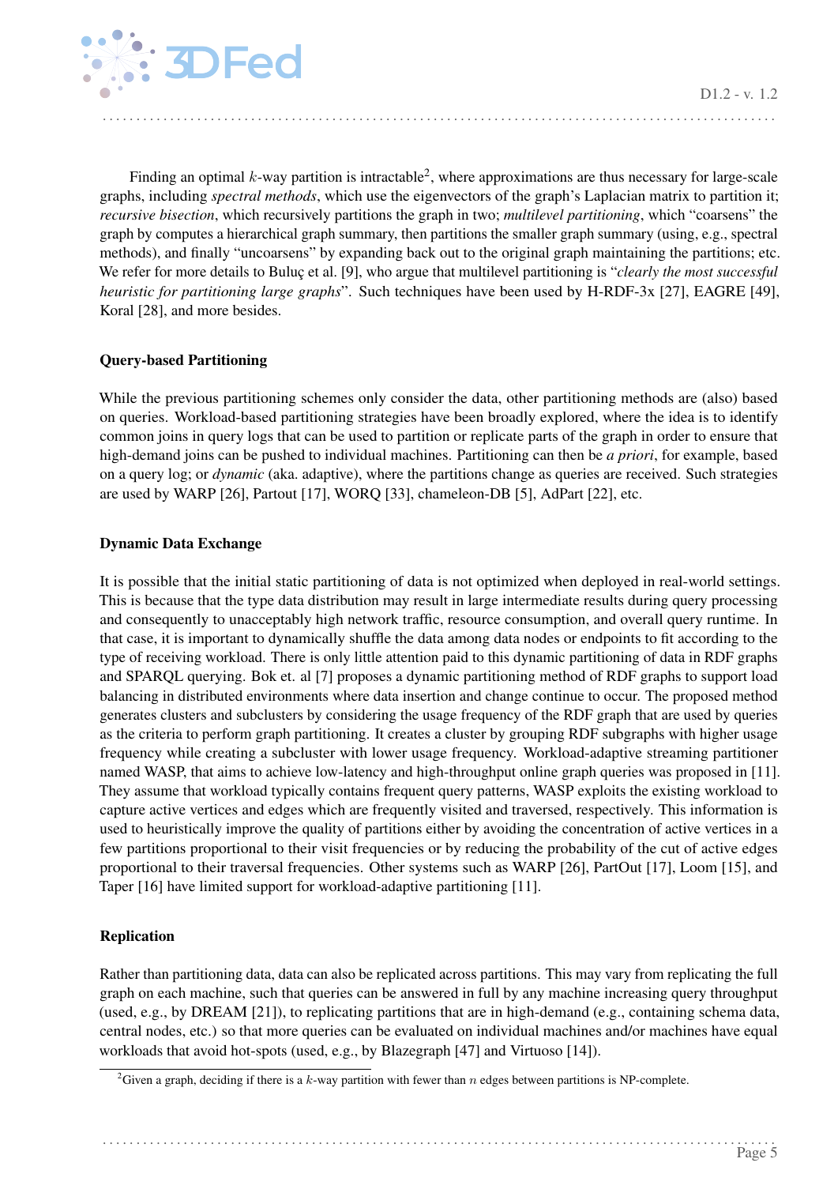Finding an optimal $k$-way partition is intractable[2], where approximations are thus necessary for large-scale graphs, including *spectral methods*, which use the eigenvectors of the graph's Laplacian matrix to partition it; *recursive bisection*, which recursively partitions the graph in two; *multilevel partitioning*, which "coarsens" the graph by computes a hierarchical graph summary, then partitions the smaller graph summary (using, e.g., spectral methods), and finally "uncoarsens" by expanding back out to the original graph maintaining the partitions; etc. We refer for more details to Buluç et al. [9], who argue that multilevel partitioning is "*clearly the most successful heuristic for partitioning large graphs*". Such techniques have been used by H-RDF-3x [27], EAGRE [49], Koral [28], and more besides.

**Query-based Partitioning**

While the previous partitioning schemes only consider the data, other partitioning methods are (also) based on queries. Workload-based partitioning strategies have been broadly explored, where the idea is to identify common joins in query logs that can be used to partition or replicate parts of the graph in order to ensure that high-demand joins can be pushed to individual machines. Partitioning can then be *a priori*, for example, based on a query log; or *dynamic* (aka. adaptive), where the partitions change as queries are received. Such strategies are used by WARP [26], Partout [17], WORQ [33], chameleon-DB [5], AdPart [22], etc.

**Dynamic Data Exchange**

It is possible that the initial static partitioning of data is not optimized when deployed in real-world settings. This is because that the type data distribution may result in large intermediate results during query processing and consequently to unacceptably high network traffic, resource consumption, and overall query runtime. In that case, it is important to dynamically shuffle the data among data nodes or endpoints to fit according to the type of receiving workload. There is only little attention paid to this dynamic partitioning of data in RDF graphs and SPARQL querying. Bok et. al [7] proposes a dynamic partitioning method of RDF graphs to support load balancing in distributed environments where data insertion and change continue to occur. The proposed method generates clusters and subclusters by considering the usage frequency of the RDF graph that are used by queries as the criteria to perform graph partitioning. It creates a cluster by grouping RDF subgraphs with higher usage frequency while creating a subcluster with lower usage frequency. Workload-adaptive streaming partitioner named WASP, that aims to achieve low-latency and high-throughput online graph queries was proposed in [11]. They assume that workload typically contains frequent query patterns, WASP exploits the existing workload to capture active vertices and edges which are frequently visited and traversed, respectively. This information is used to heuristically improve the quality of partitions either by avoiding the concentration of active vertices in a few partitions proportional to their visit frequencies or by reducing the probability of the cut of active edges proportional to their traversal frequencies. Other systems such as WARP [26], PartOut [17], Loom [15], and Taper [16] have limited support for workload-adaptive partitioning [11].

**Replication**

Rather than partitioning data, data can also be replicated across partitions. This may vary from replicating the full graph on each machine, such that queries can be answered in full by any machine increasing query throughput (used, e.g., by DREAM [21]), to replicating partitions that are in high-demand (e.g., containing schema data, central nodes, etc.) so that more queries can be evaluated on individual machines and/or machines have equal workloads that avoid hot-spots (used, e.g., by Blazegraph [47] and Virtuoso [14]).

[2] Given a graph, deciding if there is a $k$-way partition with fewer than $n$ edges between partitions is NP-complete.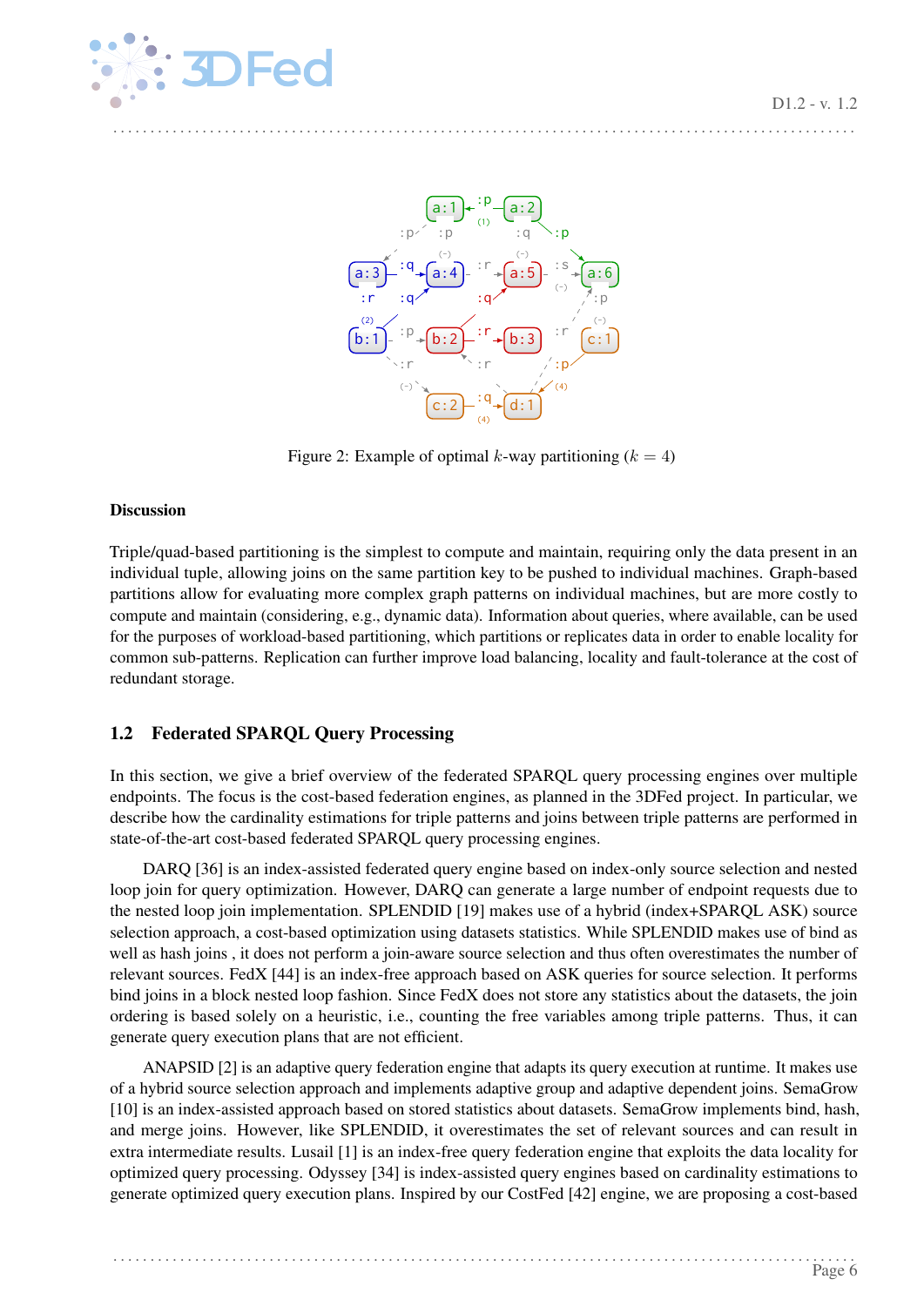Figure 2: Example of optimal $k$-way partitioning ($k = 4$)

**Discussion**

Triple/quad-based partitioning is the simplest to compute and maintain, requiring only the data present in an individual tuple, allowing joins on the same partition key to be pushed to individual machines. Graph-based partitions allow for evaluating more complex graph patterns on individual machines, but are more costly to compute and maintain (considering, e.g., dynamic data). Information about queries, where available, can be used for the purposes of workload-based partitioning, which partitions or replicates data in order to enable locality for common sub-patterns. Replication can further improve load balancing, locality and fault-tolerance at the cost of redundant storage.

## 1.2 Federated SPARQL Query Processing

In this section, we give a brief overview of the federated SPARQL query processing engines over multiple endpoints. The focus is the cost-based federation engines, as planned in the 3DFed project. In particular, we describe how the cardinality estimations for triple patterns and joins between triple patterns are performed in state-of-the-art cost-based federated SPARQL query processing engines.

DARQ [36] is an index-assisted federated query engine based on index-only source selection and nested loop join for query optimization. However, DARQ can generate a large number of endpoint requests due to the nested loop join implementation. SPLENDID [19] makes use of a hybrid (index+SPARQL ASK) source selection approach, a cost-based optimization using datasets statistics. While SPLENDID makes use of bind as well as hash joins , it does not perform a join-aware source selection and thus often overestimates the number of relevant sources. FedX [44] is an index-free approach based on ASK queries for source selection. It performs bind joins in a block nested loop fashion. Since FedX does not store any statistics about the datasets, the join ordering is based solely on a heuristic, i.e., counting the free variables among triple patterns. Thus, it can generate query execution plans that are not efficient.

ANAPSID [2] is an adaptive query federation engine that adapts its query execution at runtime. It makes use of a hybrid source selection approach and implements adaptive group and adaptive dependent joins. SemaGrow [10] is an index-assisted approach based on stored statistics about datasets. SemaGrow implements bind, hash, and merge joins. However, like SPLENDID, it overestimates the set of relevant sources and can result in extra intermediate results. Lusail [1] is an index-free query federation engine that exploits the data locality for optimized query processing. Odyssey [34] is index-assisted query engines based on cardinality estimations to generate optimized query execution plans. Inspired by our CostFed [42] engine, we are proposing a cost-based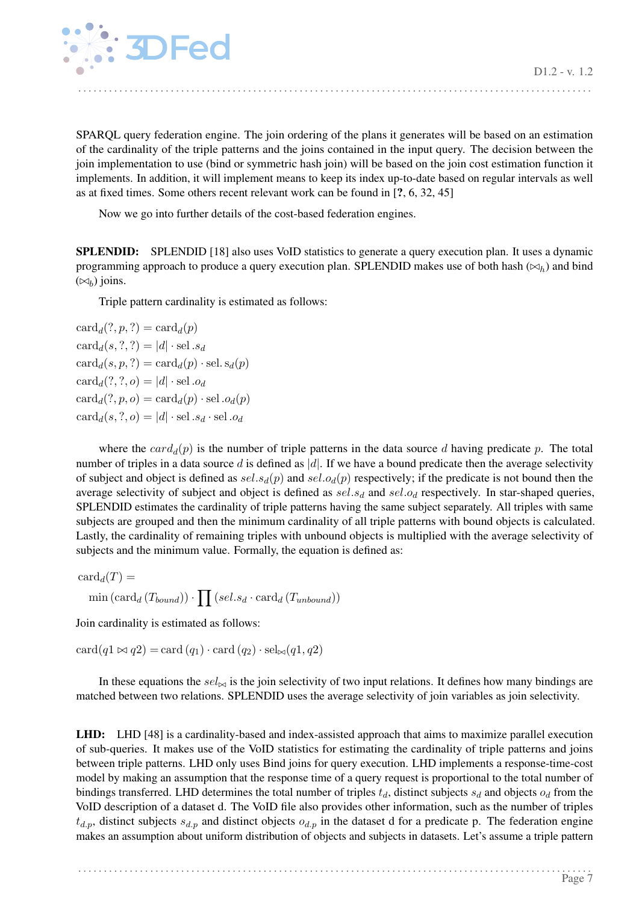SPARQL query federation engine. The join ordering of the plans it generates will be based on an estimation of the cardinality of the triple patterns and the joins contained in the input query. The decision between the join implementation to use (bind or symmetric hash join) will be based on the join cost estimation function it implements. In addition, it will implement means to keep its index up-to-date based on regular intervals as well as at fixed times. Some others recent relevant work can be found in [**?**, 6, 32, 45]

Now we go into further details of the cost-based federation engines.

**SPLENDID:** SPLENDID [18] also uses VoID statistics to generate a query execution plan. It uses a dynamic programming approach to produce a query execution plan. SPLENDID makes use of both hash ($\bowtie_h$) and bind ($\bowtie_b$) joins.

Triple pattern cardinality is estimated as follows:

$$\text{card}_d(?, p, ?) = \text{card}_d(p)$$
$$\text{card}_d(s, ?, ?) = |d| \cdot \text{sel}.s_d$$
$$\text{card}_d(s, p, ?) = \text{card}_d(p) \cdot \text{sel}.\,\text{s}_d(p)$$
$$\text{card}_d(?, ?, o) = |d| \cdot \text{sel}.o_d$$
$$\text{card}_d(?, p, o) = \text{card}_d(p) \cdot \text{sel}.o_d(p)$$
$$\text{card}_d(s, ?, o) = |d| \cdot \text{sel}.s_d \cdot \text{sel}.o_d$$

where the $card_d(p)$ is the number of triple patterns in the data source $d$ having predicate $p$. The total number of triples in a data source $d$ is defined as $|d|$. If we have a bound predicate then the average selectivity of subject and object is defined as $sel.s_d(p)$ and $sel.o_d(p)$ respectively; if the predicate is not bound then the average selectivity of subject and object is defined as $sel.s_d$ and $sel.o_d$ respectively. In star-shaped queries, SPLENDID estimates the cardinality of triple patterns having the same subject separately. All triples with same subjects are grouped and then the minimum cardinality of all triple patterns with bound objects is calculated. Lastly, the cardinality of remaining triples with unbound objects is multiplied with the average selectivity of subjects and the minimum value. Formally, the equation is defined as:

$$\text{card}_d(T) = \min\left(\text{card}_d\left(T_{bound}\right)\right) \cdot \prod\left(sel.s_d \cdot \text{card}_d\left(T_{unbound}\right)\right)$$

Join cardinality is estimated as follows:

$$\text{card}(q1 \bowtie q2) = \text{card}\left(q_1\right) \cdot \text{card}\left(q_2\right) \cdot \text{sel}_{\bowtie}(q1, q2)$$

In these equations the $sel_{\bowtie}$ is the join selectivity of two input relations. It defines how many bindings are matched between two relations. SPLENDID uses the average selectivity of join variables as join selectivity.

**LHD:** LHD [48] is a cardinality-based and index-assisted approach that aims to maximize parallel execution of sub-queries. It makes use of the VoID statistics for estimating the cardinality of triple patterns and joins between triple patterns. LHD only uses Bind joins for query execution. LHD implements a response-time-cost model by making an assumption that the response time of a query request is proportional to the total number of bindings transferred. LHD determines the total number of triples $t_d$, distinct subjects $s_d$ and objects $o_d$ from the VoID description of a dataset d. The VoID file also provides other information, such as the number of triples $t_{d.p}$, distinct subjects $s_{d.p}$ and distinct objects $o_{d.p}$ in the dataset d for a predicate p. The federation engine makes an assumption about uniform distribution of objects and subjects in datasets. Let's assume a triple pattern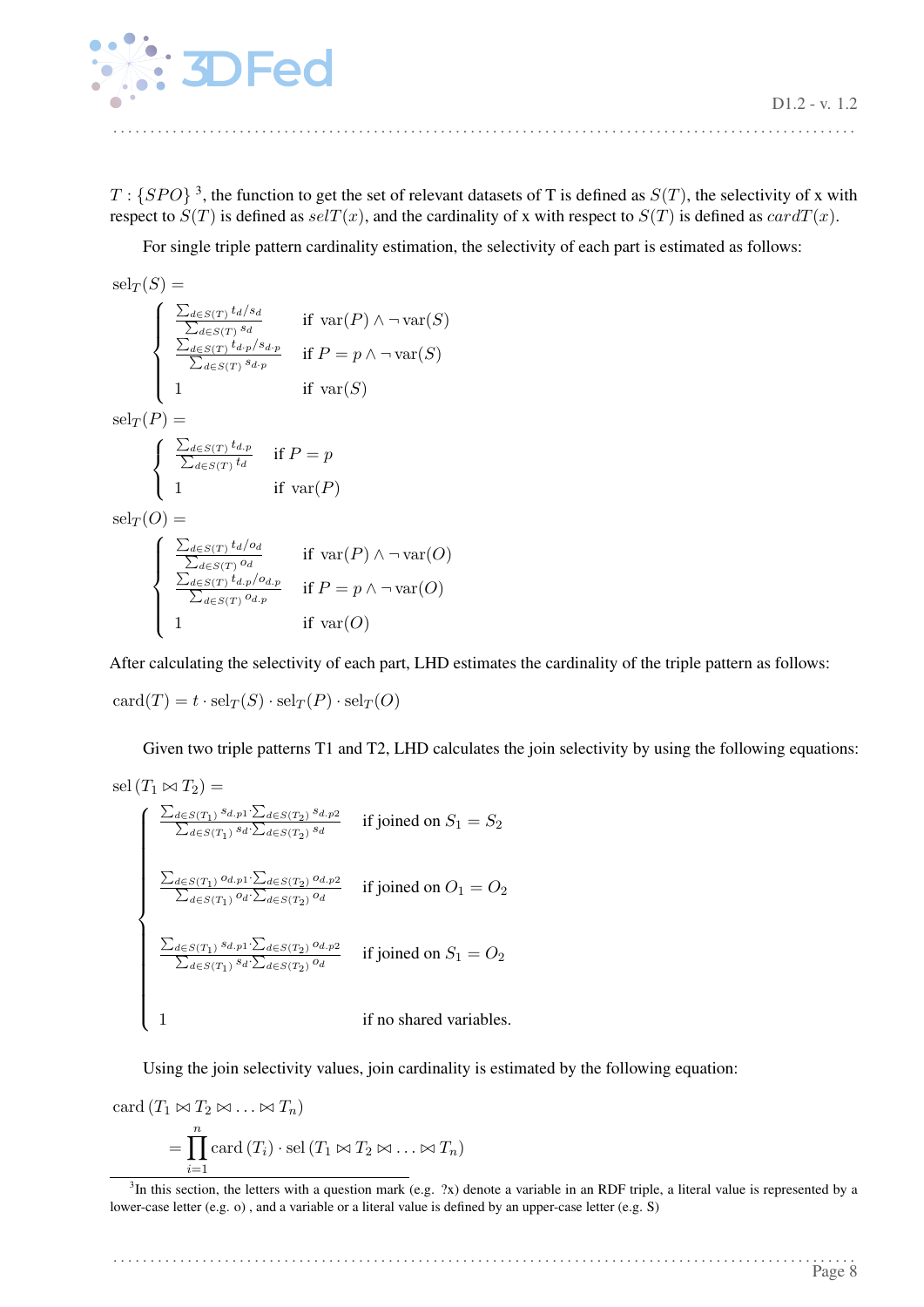$T : \{SPO\}$ [3], the function to get the set of relevant datasets of T is defined as $S(T)$, the selectivity of x with respect to $S(T)$ is defined as $selT(x)$, and the cardinality of x with respect to $S(T)$ is defined as $cardT(x)$.

For single triple pattern cardinality estimation, the selectivity of each part is estimated as follows:

$$
\text{sel}_T(S) = \begin{cases} \frac{\sum_{d \in S(T)} t_d / s_d}{\sum_{d \in S(T)} s_d} & \text{if } \text{var}(P) \wedge \neg\, \text{var}(S) \\ \frac{\sum_{d \in S(T)} t_{d \cdot p} / s_{d \cdot p}}{\sum_{d \in S(T)} s_{d \cdot p}} & \text{if } P = p \wedge \neg\, \text{var}(S) \\ 1 & \text{if } \text{var}(S) \end{cases}
$$

$$
\text{sel}_T(P) = \begin{cases} \frac{\sum_{d \in S(T)} t_{d \cdot p}}{\sum_{d \in S(T)} t_d} & \text{if } P = p \\ 1 & \text{if } \text{var}(P) \end{cases}
$$

$$
\text{sel}_T(O) = \begin{cases} \frac{\sum_{d \in S(T)} t_d / o_d}{\sum_{d \in S(T)} o_d} & \text{if } \text{var}(P) \wedge \neg\, \text{var}(O) \\ \frac{\sum_{d \in S(T)} t_{d \cdot p} / o_{d \cdot p}}{\sum_{d \in S(T)} o_{d \cdot p}} & \text{if } P = p \wedge \neg\, \text{var}(O) \\ 1 & \text{if } \text{var}(O) \end{cases}
$$

After calculating the selectivity of each part, LHD estimates the cardinality of the triple pattern as follows:

$$
\text{card}(T) = t \cdot \text{sel}_T(S) \cdot \text{sel}_T(P) \cdot \text{sel}_T(O)
$$

Given two triple patterns T1 and T2, LHD calculates the join selectivity by using the following equations:

$$
\text{sel}\,(T_1 \bowtie T_2) = \begin{cases} \frac{\sum_{d \in S(T_1)} s_{d.p1} \cdot \sum_{d \in S(T_2)} s_{d.p2}}{\sum_{d \in S(T_1)} s_d \cdot \sum_{d \in S(T_2)} s_d} & \text{if joined on } S_1 = S_2 \\ \frac{\sum_{d \in S(T_1)} o_{d.p1} \cdot \sum_{d \in S(T_2)} o_{d.p2}}{\sum_{d \in S(T_1)} o_d \cdot \sum_{d \in S(T_2)} o_d} & \text{if joined on } O_1 = O_2 \\ \frac{\sum_{d \in S(T_1)} s_{d.p1} \cdot \sum_{d \in S(T_2)} o_{d.p2}}{\sum_{d \in S(T_1)} s_d \cdot \sum_{d \in S(T_2)} o_d} & \text{if joined on } S_1 = O_2 \\ 1 & \text{if no shared variables.} \end{cases}
$$

Using the join selectivity values, join cardinality is estimated by the following equation:

$$
\text{card}\,(T_1 \bowtie T_2 \bowtie \ldots \bowtie T_n) = \prod_{i=1}^{n} \text{card}\,(T_i) \cdot \text{sel}\,(T_1 \bowtie T_2 \bowtie \ldots \bowtie T_n)
$$

[3] In this section, the letters with a question mark (e.g. ?x) denote a variable in an RDF triple, a literal value is represented by a lower-case letter (e.g. o) , and a variable or a literal value is defined by an upper-case letter (e.g. S)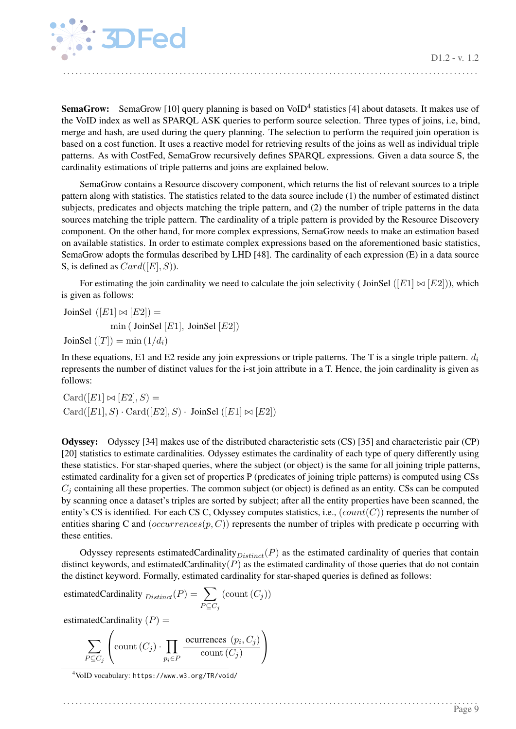**SemaGrow:** SemaGrow [10] query planning is based on VoID[4] statistics [4] about datasets. It makes use of the VoID index as well as SPARQL ASK queries to perform source selection. Three types of joins, i.e, bind, merge and hash, are used during the query planning. The selection to perform the required join operation is based on a cost function. It uses a reactive model for retrieving results of the joins as well as individual triple patterns. As with CostFed, SemaGrow recursively defines SPARQL expressions. Given a data source S, the cardinality estimations of triple patterns and joins are explained below.

SemaGrow contains a Resource discovery component, which returns the list of relevant sources to a triple pattern along with statistics. The statistics related to the data source include (1) the number of estimated distinct subjects, predicates and objects matching the triple pattern, and (2) the number of triple patterns in the data sources matching the triple pattern. The cardinality of a triple pattern is provided by the Resource Discovery component. On the other hand, for more complex expressions, SemaGrow needs to make an estimation based on available statistics. In order to estimate complex expressions based on the aforementioned basic statistics, SemaGrow adopts the formulas described by LHD [48]. The cardinality of each expression (E) in a data source S, is defined as $Card([E], S)$).

For estimating the join cardinality we need to calculate the join selectivity ( JoinSel $([E1] \bowtie [E2])$), which is given as follows:

$$\text{JoinSel } ([E1] \bowtie [E2]) = \\ \min ( \text{ JoinSel } [E1], \text{ JoinSel } [E2])$$

$$\text{JoinSel } ([T]) = \min (1/d_i)$$

In these equations, E1 and E2 reside any join expressions or triple patterns. The T is a single triple pattern. $d_i$ represents the number of distinct values for the i-st join attribute in a T. Hence, the join cardinality is given as follows:

$$\text{Card}([E1] \bowtie [E2], S) = \\ \text{Card}([E1], S) \cdot \text{Card}([E2], S) \cdot \text{ JoinSel } ([E1] \bowtie [E2])$$

**Odyssey:** Odyssey [34] makes use of the distributed characteristic sets (CS) [35] and characteristic pair (CP) [20] statistics to estimate cardinalities. Odyssey estimates the cardinality of each type of query differently using these statistics. For star-shaped queries, where the subject (or object) is the same for all joining triple patterns, estimated cardinality for a given set of properties P (predicates of joining triple patterns) is computed using CSs $C_j$ containing all these properties. The common subject (or object) is defined as an entity. CSs can be computed by scanning once a dataset's triples are sorted by subject; after all the entity properties have been scanned, the entity's CS is identified. For each CS C, Odyssey computes statistics, i.e., $(count(C))$ represents the number of entities sharing C and $(occurrences(p, C))$ represents the number of triples with predicate p occurring with these entities.

Odyssey represents estimatedCardinality$_{Distinct}(P)$ as the estimated cardinality of queries that contain distinct keywords, and estimatedCardinality$(P)$ as the estimated cardinality of those queries that do not contain the distinct keyword. Formally, estimated cardinality for star-shaped queries is defined as follows:

$$\text{estimatedCardinality }_{Distinct}(P) = \sum_{P \subseteq C_j} (\text{count } (C_j))$$

$$\text{estimatedCardinality } (P) = \\ \sum_{P \subseteq C_j} \left( \text{count } (C_j) \cdot \prod_{p_i \in P} \frac{\text{ocurrences } (p_i, C_j)}{\text{count } (C_j)} \right)$$

[4] VoID vocabulary: `https://www.w3.org/TR/void/`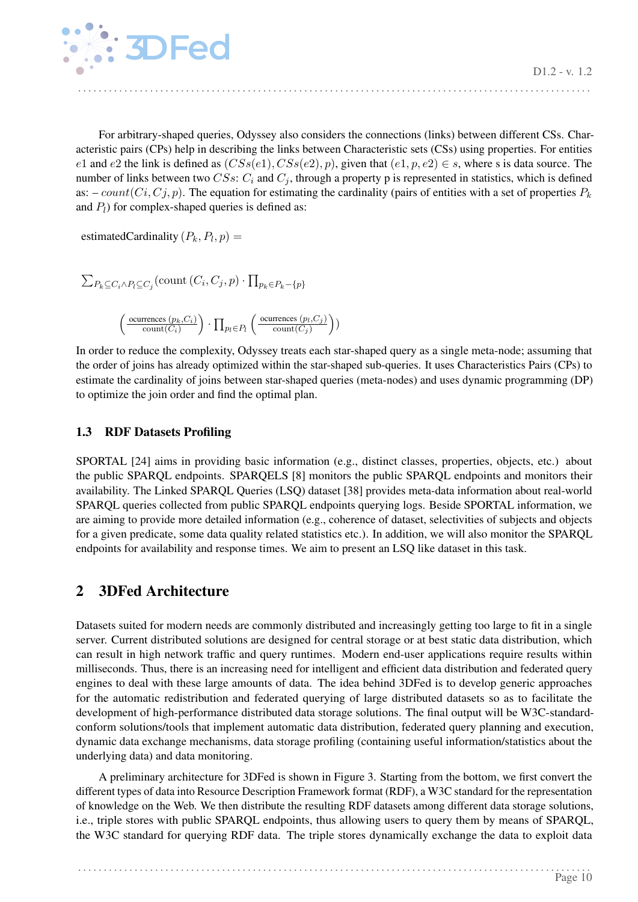For arbitrary-shaped queries, Odyssey also considers the connections (links) between different CSs. Characteristic pairs (CPs) help in describing the links between Characteristic sets (CSs) using properties. For entities $e1$ and $e2$ the link is defined as $(CSs(e1), CSs(e2), p)$, given that $(e1, p, e2) \in s$, where s is data source. The number of links between two $CSs$: $C_i$ and $C_j$, through a property p is represented in statistics, which is defined as: – $count(Ci, Cj, p)$. The equation for estimating the cardinality (pairs of entities with a set of properties $P_k$ and $P_l$) for complex-shaped queries is defined as:

$$\text{estimatedCardinality}\,(P_k, P_l, p) =$$

$$\sum_{P_k \subseteq C_i \wedge P_l \subseteq C_j} (\text{count}\,(C_i, C_j, p) \cdot \prod_{p_k \in P_k - \{p\}}$$

$$\left(\frac{\text{ocurrences}\,(p_k, C_i)}{\text{count}(C_i)}\right) \cdot \prod_{p_l \in P_l} \left(\frac{\text{ocurrences}\,(p_l, C_j)}{\text{count}(C_j)}\right))$$

In order to reduce the complexity, Odyssey treats each star-shaped query as a single meta-node; assuming that the order of joins has already optimized within the star-shaped sub-queries. It uses Characteristics Pairs (CPs) to estimate the cardinality of joins between star-shaped queries (meta-nodes) and uses dynamic programming (DP) to optimize the join order and find the optimal plan.

### 1.3 RDF Datasets Profiling

SPORTAL [24] aims in providing basic information (e.g., distinct classes, properties, objects, etc.) about the public SPARQL endpoints. SPARQELS [8] monitors the public SPARQL endpoints and monitors their availability. The Linked SPARQL Queries (LSQ) dataset [38] provides meta-data information about real-world SPARQL queries collected from public SPARQL endpoints querying logs. Beside SPORTAL information, we are aiming to provide more detailed information (e.g., coherence of dataset, selectivities of subjects and objects for a given predicate, some data quality related statistics etc.). In addition, we will also monitor the SPARQL endpoints for availability and response times. We aim to present an LSQ like dataset in this task.

## 2 3DFed Architecture

Datasets suited for modern needs are commonly distributed and increasingly getting too large to fit in a single server. Current distributed solutions are designed for central storage or at best static data distribution, which can result in high network traffic and query runtimes. Modern end-user applications require results within milliseconds. Thus, there is an increasing need for intelligent and efficient data distribution and federated query engines to deal with these large amounts of data. The idea behind 3DFed is to develop generic approaches for the automatic redistribution and federated querying of large distributed datasets so as to facilitate the development of high-performance distributed data storage solutions. The final output will be W3C-standard-conform solutions/tools that implement automatic data distribution, federated query planning and execution, dynamic data exchange mechanisms, data storage profiling (containing useful information/statistics about the underlying data) and data monitoring.

A preliminary architecture for 3DFed is shown in Figure 3. Starting from the bottom, we first convert the different types of data into Resource Description Framework format (RDF), a W3C standard for the representation of knowledge on the Web. We then distribute the resulting RDF datasets among different data storage solutions, i.e., triple stores with public SPARQL endpoints, thus allowing users to query them by means of SPARQL, the W3C standard for querying RDF data. The triple stores dynamically exchange the data to exploit data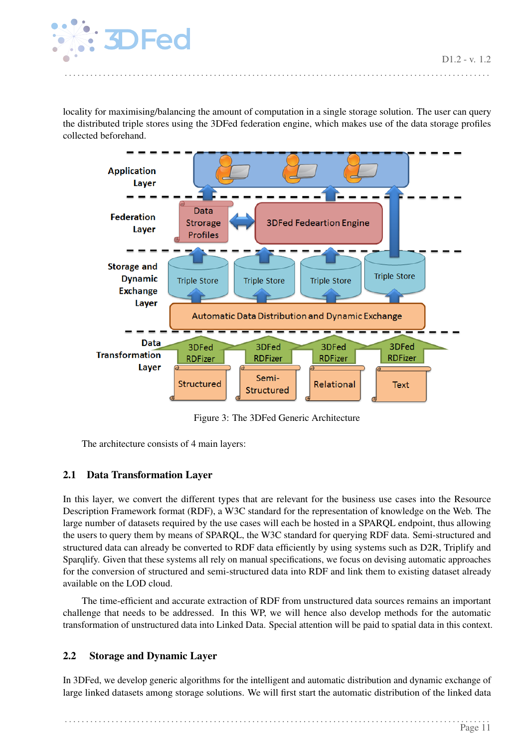locality for maximising/balancing the amount of computation in a single storage solution. The user can query the distributed triple stores using the 3DFed federation engine, which makes use of the data storage profiles collected beforehand.

Figure 3: The 3DFed Generic Architecture

The architecture consists of 4 main layers:

## 2.1 Data Transformation Layer

In this layer, we convert the different types that are relevant for the business use cases into the Resource Description Framework format (RDF), a W3C standard for the representation of knowledge on the Web. The large number of datasets required by the use cases will each be hosted in a SPARQL endpoint, thus allowing the users to query them by means of SPARQL, the W3C standard for querying RDF data. Semi-structured and structured data can already be converted to RDF data efficiently by using systems such as D2R, Triplify and Sparqlify. Given that these systems all rely on manual specifications, we focus on devising automatic approaches for the conversion of structured and semi-structured data into RDF and link them to existing dataset already available on the LOD cloud.

The time-efficient and accurate extraction of RDF from unstructured data sources remains an important challenge that needs to be addressed. In this WP, we will hence also develop methods for the automatic transformation of unstructured data into Linked Data. Special attention will be paid to spatial data in this context.

## 2.2 Storage and Dynamic Layer

In 3DFed, we develop generic algorithms for the intelligent and automatic distribution and dynamic exchange of large linked datasets among storage solutions. We will first start the automatic distribution of the linked data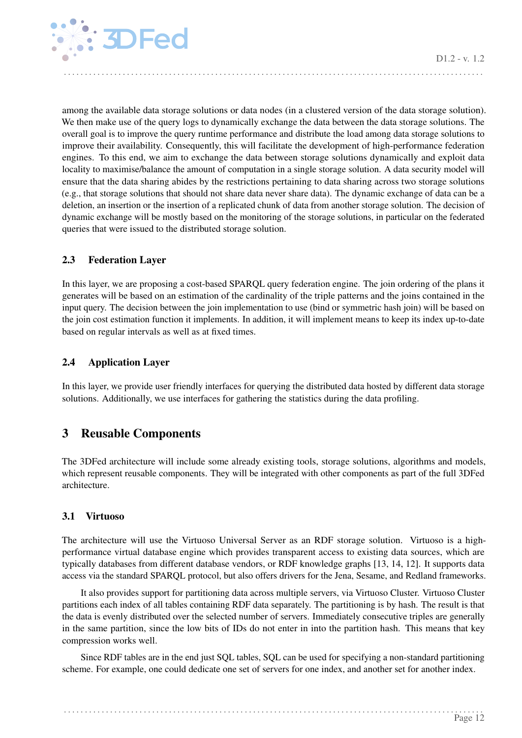among the available data storage solutions or data nodes (in a clustered version of the data storage solution). We then make use of the query logs to dynamically exchange the data between the data storage solutions. The overall goal is to improve the query runtime performance and distribute the load among data storage solutions to improve their availability. Consequently, this will facilitate the development of high-performance federation engines. To this end, we aim to exchange the data between storage solutions dynamically and exploit data locality to maximise/balance the amount of computation in a single storage solution. A data security model will ensure that the data sharing abides by the restrictions pertaining to data sharing across two storage solutions (e.g., that storage solutions that should not share data never share data). The dynamic exchange of data can be a deletion, an insertion or the insertion of a replicated chunk of data from another storage solution. The decision of dynamic exchange will be mostly based on the monitoring of the storage solutions, in particular on the federated queries that were issued to the distributed storage solution.

### 2.3 Federation Layer

In this layer, we are proposing a cost-based SPARQL query federation engine. The join ordering of the plans it generates will be based on an estimation of the cardinality of the triple patterns and the joins contained in the input query. The decision between the join implementation to use (bind or symmetric hash join) will be based on the join cost estimation function it implements. In addition, it will implement means to keep its index up-to-date based on regular intervals as well as at fixed times.

### 2.4 Application Layer

In this layer, we provide user friendly interfaces for querying the distributed data hosted by different data storage solutions. Additionally, we use interfaces for gathering the statistics during the data profiling.

## 3 Reusable Components

The 3DFed architecture will include some already existing tools, storage solutions, algorithms and models, which represent reusable components. They will be integrated with other components as part of the full 3DFed architecture.

### 3.1 Virtuoso

The architecture will use the Virtuoso Universal Server as an RDF storage solution. Virtuoso is a high-performance virtual database engine which provides transparent access to existing data sources, which are typically databases from different database vendors, or RDF knowledge graphs [13, 14, 12]. It supports data access via the standard SPARQL protocol, but also offers drivers for the Jena, Sesame, and Redland frameworks.

It also provides support for partitioning data across multiple servers, via Virtuoso Cluster. Virtuoso Cluster partitions each index of all tables containing RDF data separately. The partitioning is by hash. The result is that the data is evenly distributed over the selected number of servers. Immediately consecutive triples are generally in the same partition, since the low bits of IDs do not enter in into the partition hash. This means that key compression works well.

Since RDF tables are in the end just SQL tables, SQL can be used for specifying a non-standard partitioning scheme. For example, one could dedicate one set of servers for one index, and another set for another index.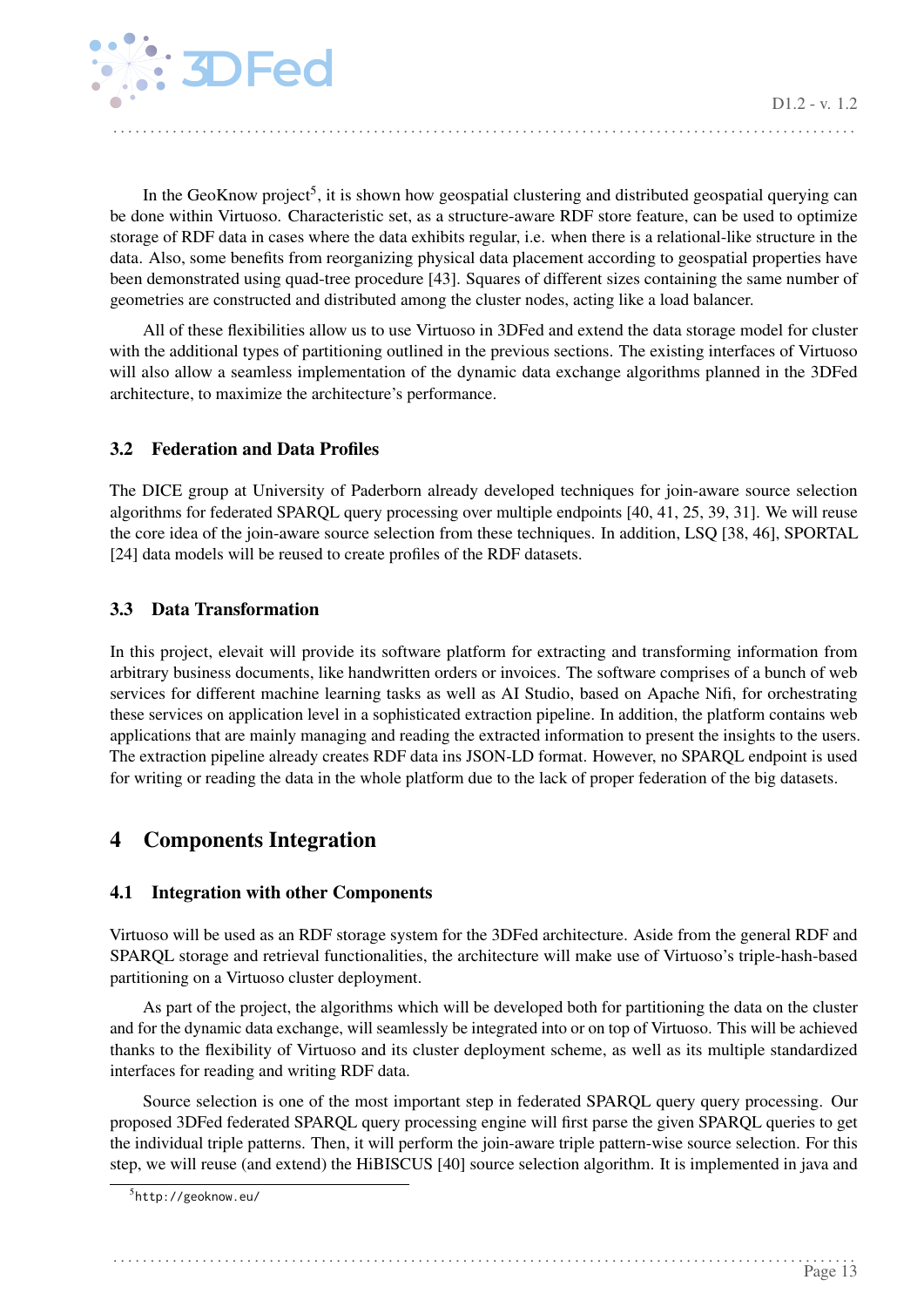In the GeoKnow project[5], it is shown how geospatial clustering and distributed geospatial querying can be done within Virtuoso. Characteristic set, as a structure-aware RDF store feature, can be used to optimize storage of RDF data in cases where the data exhibits regular, i.e. when there is a relational-like structure in the data. Also, some benefits from reorganizing physical data placement according to geospatial properties have been demonstrated using quad-tree procedure [43]. Squares of different sizes containing the same number of geometries are constructed and distributed among the cluster nodes, acting like a load balancer.

All of these flexibilities allow us to use Virtuoso in 3DFed and extend the data storage model for cluster with the additional types of partitioning outlined in the previous sections. The existing interfaces of Virtuoso will also allow a seamless implementation of the dynamic data exchange algorithms planned in the 3DFed architecture, to maximize the architecture's performance.

### 3.2 Federation and Data Profiles

The DICE group at University of Paderborn already developed techniques for join-aware source selection algorithms for federated SPARQL query processing over multiple endpoints [40, 41, 25, 39, 31]. We will reuse the core idea of the join-aware source selection from these techniques. In addition, LSQ [38, 46], SPORTAL [24] data models will be reused to create profiles of the RDF datasets.

### 3.3 Data Transformation

In this project, elevait will provide its software platform for extracting and transforming information from arbitrary business documents, like handwritten orders or invoices. The software comprises of a bunch of web services for different machine learning tasks as well as AI Studio, based on Apache Nifi, for orchestrating these services on application level in a sophisticated extraction pipeline. In addition, the platform contains web applications that are mainly managing and reading the extracted information to present the insights to the users. The extraction pipeline already creates RDF data ins JSON-LD format. However, no SPARQL endpoint is used for writing or reading the data in the whole platform due to the lack of proper federation of the big datasets.

## 4 Components Integration

### 4.1 Integration with other Components

Virtuoso will be used as an RDF storage system for the 3DFed architecture. Aside from the general RDF and SPARQL storage and retrieval functionalities, the architecture will make use of Virtuoso's triple-hash-based partitioning on a Virtuoso cluster deployment.

As part of the project, the algorithms which will be developed both for partitioning the data on the cluster and for the dynamic data exchange, will seamlessly be integrated into or on top of Virtuoso. This will be achieved thanks to the flexibility of Virtuoso and its cluster deployment scheme, as well as its multiple standardized interfaces for reading and writing RDF data.

Source selection is one of the most important step in federated SPARQL query query processing. Our proposed 3DFed federated SPARQL query processing engine will first parse the given SPARQL queries to get the individual triple patterns. Then, it will perform the join-aware triple pattern-wise source selection. For this step, we will reuse (and extend) the HiBISCUS [40] source selection algorithm. It is implemented in java and

[5] `http://geoknow.eu/`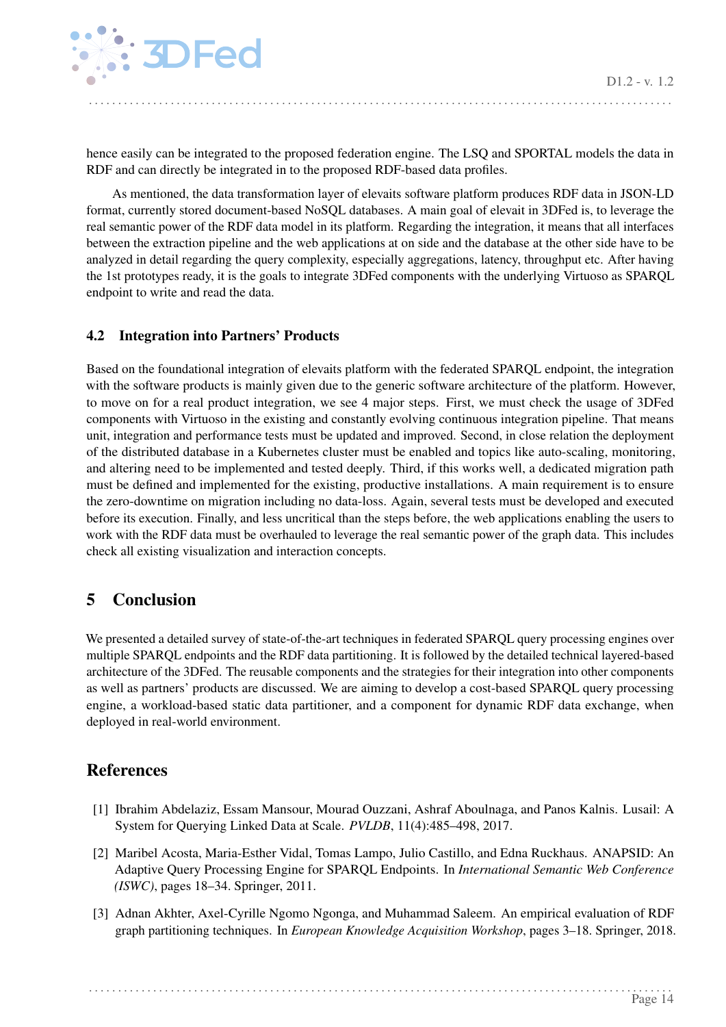hence easily can be integrated to the proposed federation engine. The LSQ and SPORTAL models the data in RDF and can directly be integrated in to the proposed RDF-based data profiles.

As mentioned, the data transformation layer of elevaits software platform produces RDF data in JSON-LD format, currently stored document-based NoSQL databases. A main goal of elevait in 3DFed is, to leverage the real semantic power of the RDF data model in its platform. Regarding the integration, it means that all interfaces between the extraction pipeline and the web applications at on side and the database at the other side have to be analyzed in detail regarding the query complexity, especially aggregations, latency, throughput etc. After having the 1st prototypes ready, it is the goals to integrate 3DFed components with the underlying Virtuoso as SPARQL endpoint to write and read the data.

### 4.2 Integration into Partners' Products

Based on the foundational integration of elevaits platform with the federated SPARQL endpoint, the integration with the software products is mainly given due to the generic software architecture of the platform. However, to move on for a real product integration, we see 4 major steps. First, we must check the usage of 3DFed components with Virtuoso in the existing and constantly evolving continuous integration pipeline. That means unit, integration and performance tests must be updated and improved. Second, in close relation the deployment of the distributed database in a Kubernetes cluster must be enabled and topics like auto-scaling, monitoring, and altering need to be implemented and tested deeply. Third, if this works well, a dedicated migration path must be defined and implemented for the existing, productive installations. A main requirement is to ensure the zero-downtime on migration including no data-loss. Again, several tests must be developed and executed before its execution. Finally, and less uncritical than the steps before, the web applications enabling the users to work with the RDF data must be overhauled to leverage the real semantic power of the graph data. This includes check all existing visualization and interaction concepts.

## 5 Conclusion

We presented a detailed survey of state-of-the-art techniques in federated SPARQL query processing engines over multiple SPARQL endpoints and the RDF data partitioning. It is followed by the detailed technical layered-based architecture of the 3DFed. The reusable components and the strategies for their integration into other components as well as partners' products are discussed. We are aiming to develop a cost-based SPARQL query processing engine, a workload-based static data partitioner, and a component for dynamic RDF data exchange, when deployed in real-world environment.

## References

[1] Ibrahim Abdelaziz, Essam Mansour, Mourad Ouzzani, Ashraf Aboulnaga, and Panos Kalnis. Lusail: A System for Querying Linked Data at Scale. *PVLDB*, 11(4):485–498, 2017.

[2] Maribel Acosta, Maria-Esther Vidal, Tomas Lampo, Julio Castillo, and Edna Ruckhaus. ANAPSID: An Adaptive Query Processing Engine for SPARQL Endpoints. In *International Semantic Web Conference (ISWC)*, pages 18–34. Springer, 2011.

[3] Adnan Akhter, Axel-Cyrille Ngomo Ngonga, and Muhammad Saleem. An empirical evaluation of RDF graph partitioning techniques. In *European Knowledge Acquisition Workshop*, pages 3–18. Springer, 2018.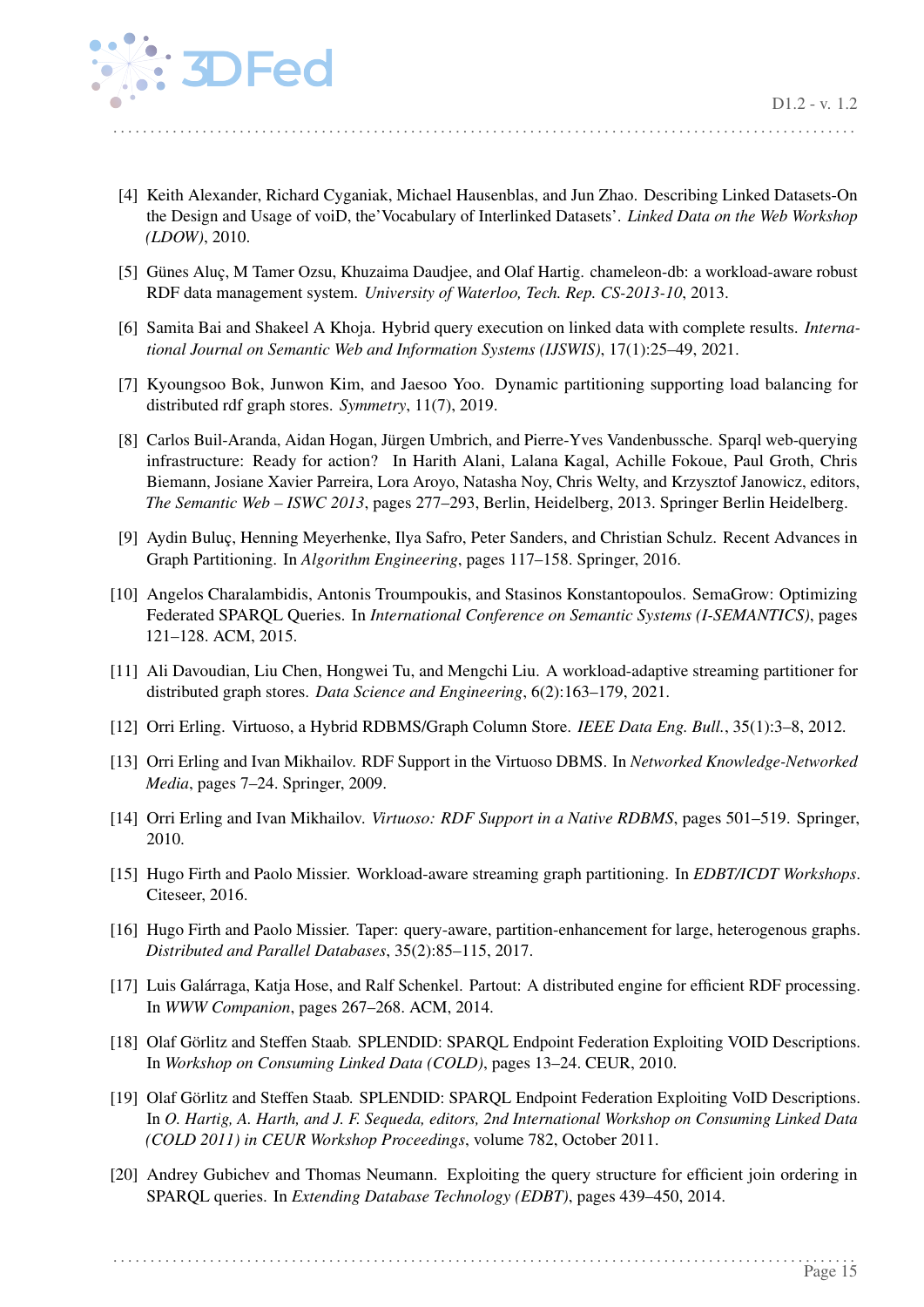[4] Keith Alexander, Richard Cyganiak, Michael Hausenblas, and Jun Zhao. Describing Linked Datasets-On the Design and Usage of voiD, the'Vocabulary of Interlinked Datasets'. *Linked Data on the Web Workshop (LDOW)*, 2010.

[5] Günes Aluç, M Tamer Ozsu, Khuzaima Daudjee, and Olaf Hartig. chameleon-db: a workload-aware robust RDF data management system. *University of Waterloo, Tech. Rep. CS-2013-10*, 2013.

[6] Samita Bai and Shakeel A Khoja. Hybrid query execution on linked data with complete results. *International Journal on Semantic Web and Information Systems (IJSWIS)*, 17(1):25–49, 2021.

[7] Kyoungsoo Bok, Junwon Kim, and Jaesoo Yoo. Dynamic partitioning supporting load balancing for distributed rdf graph stores. *Symmetry*, 11(7), 2019.

[8] Carlos Buil-Aranda, Aidan Hogan, Jürgen Umbrich, and Pierre-Yves Vandenbussche. Sparql web-querying infrastructure: Ready for action? In Harith Alani, Lalana Kagal, Achille Fokoue, Paul Groth, Chris Biemann, Josiane Xavier Parreira, Lora Aroyo, Natasha Noy, Chris Welty, and Krzysztof Janowicz, editors, *The Semantic Web – ISWC 2013*, pages 277–293, Berlin, Heidelberg, 2013. Springer Berlin Heidelberg.

[9] Aydin Buluç, Henning Meyerhenke, Ilya Safro, Peter Sanders, and Christian Schulz. Recent Advances in Graph Partitioning. In *Algorithm Engineering*, pages 117–158. Springer, 2016.

[10] Angelos Charalambidis, Antonis Troumpoukis, and Stasinos Konstantopoulos. SemaGrow: Optimizing Federated SPARQL Queries. In *International Conference on Semantic Systems (I-SEMANTICS)*, pages 121–128. ACM, 2015.

[11] Ali Davoudian, Liu Chen, Hongwei Tu, and Mengchi Liu. A workload-adaptive streaming partitioner for distributed graph stores. *Data Science and Engineering*, 6(2):163–179, 2021.

[12] Orri Erling. Virtuoso, a Hybrid RDBMS/Graph Column Store. *IEEE Data Eng. Bull.*, 35(1):3–8, 2012.

[13] Orri Erling and Ivan Mikhailov. RDF Support in the Virtuoso DBMS. In *Networked Knowledge-Networked Media*, pages 7–24. Springer, 2009.

[14] Orri Erling and Ivan Mikhailov. *Virtuoso: RDF Support in a Native RDBMS*, pages 501–519. Springer, 2010.

[15] Hugo Firth and Paolo Missier. Workload-aware streaming graph partitioning. In *EDBT/ICDT Workshops*. Citeseer, 2016.

[16] Hugo Firth and Paolo Missier. Taper: query-aware, partition-enhancement for large, heterogenous graphs. *Distributed and Parallel Databases*, 35(2):85–115, 2017.

[17] Luis Galárraga, Katja Hose, and Ralf Schenkel. Partout: A distributed engine for efficient RDF processing. In *WWW Companion*, pages 267–268. ACM, 2014.

[18] Olaf Görlitz and Steffen Staab. SPLENDID: SPARQL Endpoint Federation Exploiting VOID Descriptions. In *Workshop on Consuming Linked Data (COLD)*, pages 13–24. CEUR, 2010.

[19] Olaf Görlitz and Steffen Staab. SPLENDID: SPARQL Endpoint Federation Exploiting VoID Descriptions. In *O. Hartig, A. Harth, and J. F. Sequeda, editors, 2nd International Workshop on Consuming Linked Data (COLD 2011) in CEUR Workshop Proceedings*, volume 782, October 2011.

[20] Andrey Gubichev and Thomas Neumann. Exploiting the query structure for efficient join ordering in SPARQL queries. In *Extending Database Technology (EDBT)*, pages 439–450, 2014.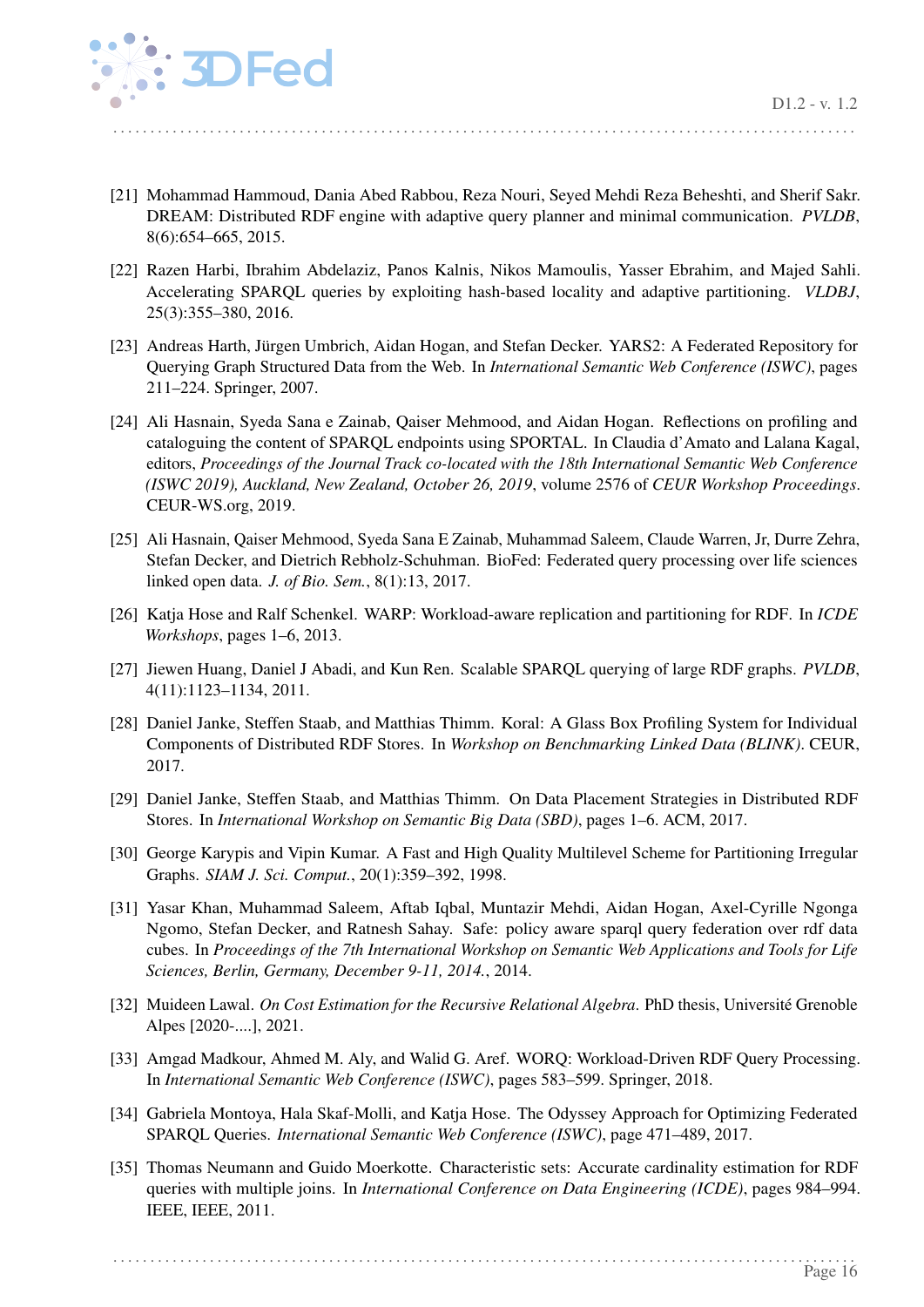[21] Mohammad Hammoud, Dania Abed Rabbou, Reza Nouri, Seyed Mehdi Reza Beheshti, and Sherif Sakr. DREAM: Distributed RDF engine with adaptive query planner and minimal communication. *PVLDB*, 8(6):654–665, 2015.

[22] Razen Harbi, Ibrahim Abdelaziz, Panos Kalnis, Nikos Mamoulis, Yasser Ebrahim, and Majed Sahli. Accelerating SPARQL queries by exploiting hash-based locality and adaptive partitioning. *VLDBJ*, 25(3):355–380, 2016.

[23] Andreas Harth, Jürgen Umbrich, Aidan Hogan, and Stefan Decker. YARS2: A Federated Repository for Querying Graph Structured Data from the Web. In *International Semantic Web Conference (ISWC)*, pages 211–224. Springer, 2007.

[24] Ali Hasnain, Syeda Sana e Zainab, Qaiser Mehmood, and Aidan Hogan. Reflections on profiling and cataloguing the content of SPARQL endpoints using SPORTAL. In Claudia d'Amato and Lalana Kagal, editors, *Proceedings of the Journal Track co-located with the 18th International Semantic Web Conference (ISWC 2019), Auckland, New Zealand, October 26, 2019*, volume 2576 of *CEUR Workshop Proceedings*. CEUR-WS.org, 2019.

[25] Ali Hasnain, Qaiser Mehmood, Syeda Sana E Zainab, Muhammad Saleem, Claude Warren, Jr, Durre Zehra, Stefan Decker, and Dietrich Rebholz-Schuhman. BioFed: Federated query processing over life sciences linked open data. *J. of Bio. Sem.*, 8(1):13, 2017.

[26] Katja Hose and Ralf Schenkel. WARP: Workload-aware replication and partitioning for RDF. In *ICDE Workshops*, pages 1–6, 2013.

[27] Jiewen Huang, Daniel J Abadi, and Kun Ren. Scalable SPARQL querying of large RDF graphs. *PVLDB*, 4(11):1123–1134, 2011.

[28] Daniel Janke, Steffen Staab, and Matthias Thimm. Koral: A Glass Box Profiling System for Individual Components of Distributed RDF Stores. In *Workshop on Benchmarking Linked Data (BLINK)*. CEUR, 2017.

[29] Daniel Janke, Steffen Staab, and Matthias Thimm. On Data Placement Strategies in Distributed RDF Stores. In *International Workshop on Semantic Big Data (SBD)*, pages 1–6. ACM, 2017.

[30] George Karypis and Vipin Kumar. A Fast and High Quality Multilevel Scheme for Partitioning Irregular Graphs. *SIAM J. Sci. Comput.*, 20(1):359–392, 1998.

[31] Yasar Khan, Muhammad Saleem, Aftab Iqbal, Muntazir Mehdi, Aidan Hogan, Axel-Cyrille Ngonga Ngomo, Stefan Decker, and Ratnesh Sahay. Safe: policy aware sparql query federation over rdf data cubes. In *Proceedings of the 7th International Workshop on Semantic Web Applications and Tools for Life Sciences, Berlin, Germany, December 9-11, 2014.*, 2014.

[32] Muideen Lawal. *On Cost Estimation for the Recursive Relational Algebra*. PhD thesis, Université Grenoble Alpes [2020-....], 2021.

[33] Amgad Madkour, Ahmed M. Aly, and Walid G. Aref. WORQ: Workload-Driven RDF Query Processing. In *International Semantic Web Conference (ISWC)*, pages 583–599. Springer, 2018.

[34] Gabriela Montoya, Hala Skaf-Molli, and Katja Hose. The Odyssey Approach for Optimizing Federated SPARQL Queries. *International Semantic Web Conference (ISWC)*, page 471–489, 2017.

[35] Thomas Neumann and Guido Moerkotte. Characteristic sets: Accurate cardinality estimation for RDF queries with multiple joins. In *International Conference on Data Engineering (ICDE)*, pages 984–994. IEEE, IEEE, 2011.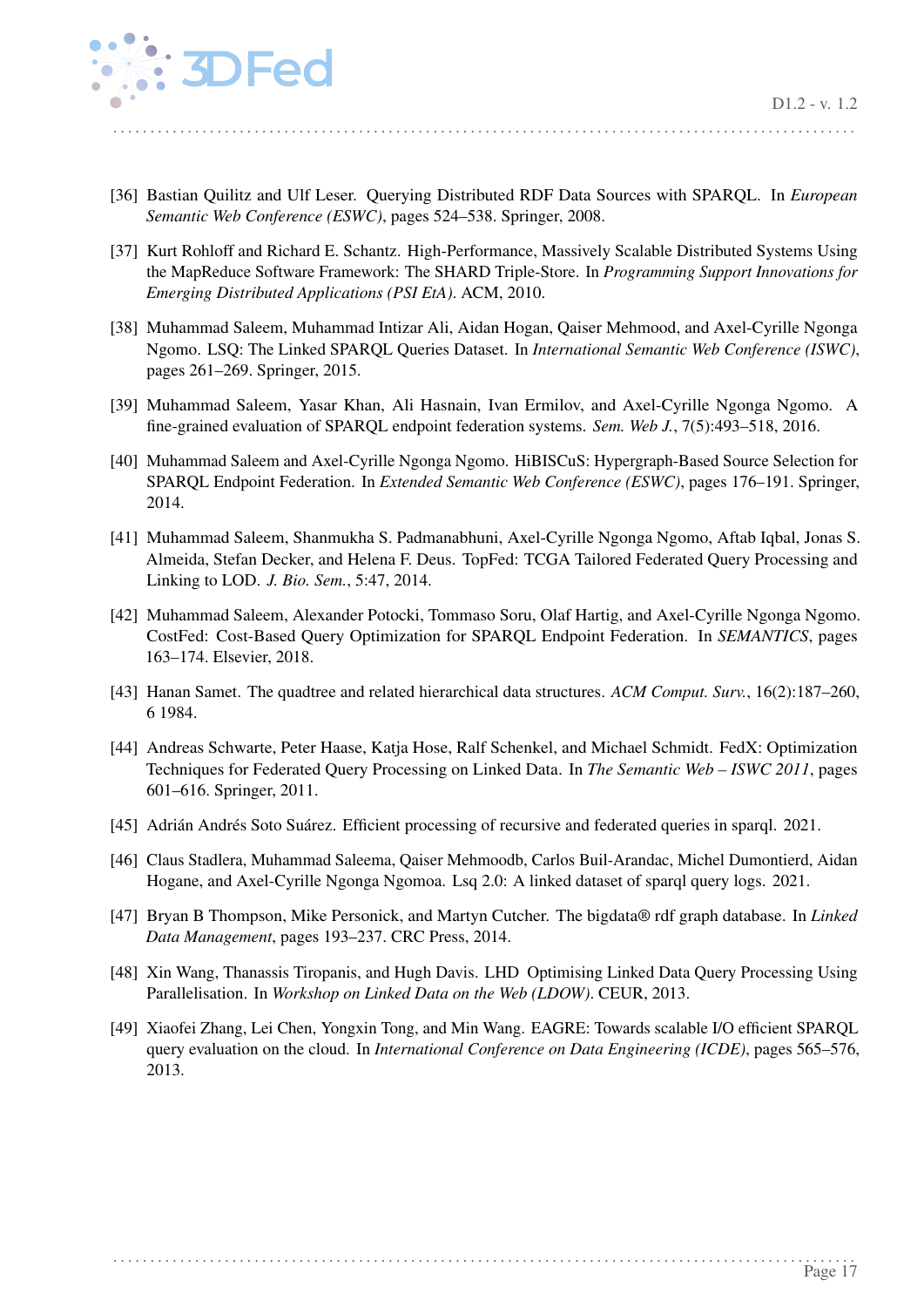[36] Bastian Quilitz and Ulf Leser. Querying Distributed RDF Data Sources with SPARQL. In *European Semantic Web Conference (ESWC)*, pages 524–538. Springer, 2008.

[37] Kurt Rohloff and Richard E. Schantz. High-Performance, Massively Scalable Distributed Systems Using the MapReduce Software Framework: The SHARD Triple-Store. In *Programming Support Innovations for Emerging Distributed Applications (PSI EtA)*. ACM, 2010.

[38] Muhammad Saleem, Muhammad Intizar Ali, Aidan Hogan, Qaiser Mehmood, and Axel-Cyrille Ngonga Ngomo. LSQ: The Linked SPARQL Queries Dataset. In *International Semantic Web Conference (ISWC)*, pages 261–269. Springer, 2015.

[39] Muhammad Saleem, Yasar Khan, Ali Hasnain, Ivan Ermilov, and Axel-Cyrille Ngonga Ngomo. A fine-grained evaluation of SPARQL endpoint federation systems. *Sem. Web J.*, 7(5):493–518, 2016.

[40] Muhammad Saleem and Axel-Cyrille Ngonga Ngomo. HiBISCuS: Hypergraph-Based Source Selection for SPARQL Endpoint Federation. In *Extended Semantic Web Conference (ESWC)*, pages 176–191. Springer, 2014.

[41] Muhammad Saleem, Shanmukha S. Padmanabhuni, Axel-Cyrille Ngonga Ngomo, Aftab Iqbal, Jonas S. Almeida, Stefan Decker, and Helena F. Deus. TopFed: TCGA Tailored Federated Query Processing and Linking to LOD. *J. Bio. Sem.*, 5:47, 2014.

[42] Muhammad Saleem, Alexander Potocki, Tommaso Soru, Olaf Hartig, and Axel-Cyrille Ngonga Ngomo. CostFed: Cost-Based Query Optimization for SPARQL Endpoint Federation. In *SEMANTICS*, pages 163–174. Elsevier, 2018.

[43] Hanan Samet. The quadtree and related hierarchical data structures. *ACM Comput. Surv.*, 16(2):187–260, 6 1984.

[44] Andreas Schwarte, Peter Haase, Katja Hose, Ralf Schenkel, and Michael Schmidt. FedX: Optimization Techniques for Federated Query Processing on Linked Data. In *The Semantic Web – ISWC 2011*, pages 601–616. Springer, 2011.

[45] Adrián Andrés Soto Suárez. Efficient processing of recursive and federated queries in sparql. 2021.

[46] Claus Stadlera, Muhammad Saleema, Qaiser Mehmoodb, Carlos Buil-Arandac, Michel Dumontierd, Aidan Hogane, and Axel-Cyrille Ngonga Ngomoa. Lsq 2.0: A linked dataset of sparql query logs. 2021.

[47] Bryan B Thompson, Mike Personick, and Martyn Cutcher. The bigdata® rdf graph database. In *Linked Data Management*, pages 193–237. CRC Press, 2014.

[48] Xin Wang, Thanassis Tiropanis, and Hugh Davis. LHD Optimising Linked Data Query Processing Using Parallelisation. In *Workshop on Linked Data on the Web (LDOW)*. CEUR, 2013.

[49] Xiaofei Zhang, Lei Chen, Yongxin Tong, and Min Wang. EAGRE: Towards scalable I/O efficient SPARQL query evaluation on the cloud. In *International Conference on Data Engineering (ICDE)*, pages 565–576, 2013.